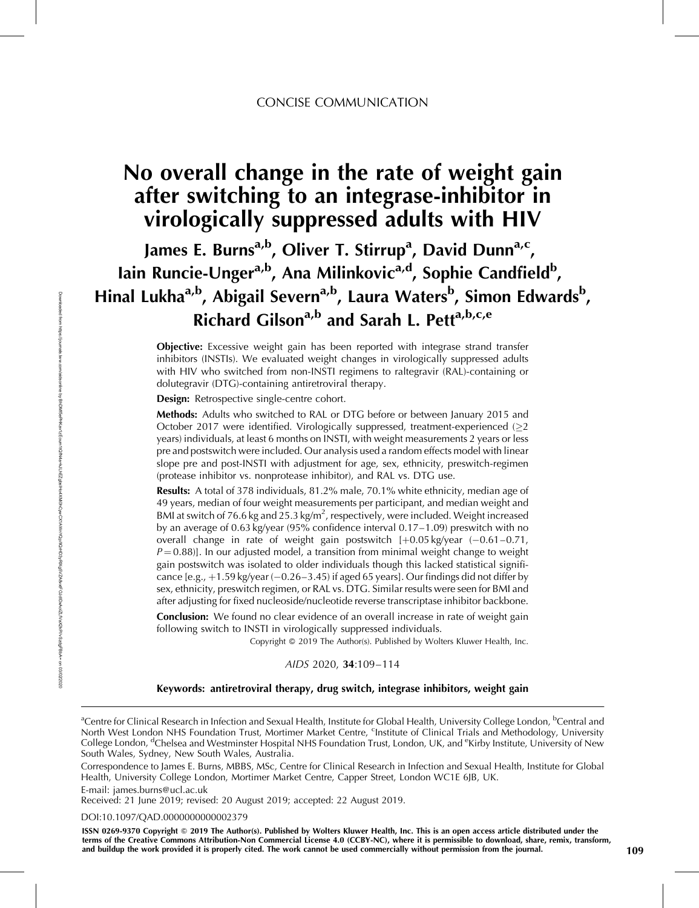CONCISE COMMUNICATION

# No overall change in the rate of weight gain after switching to an integrase-inhibitor in virologically suppressed adults with HIV

**James E. Burns[a,b], Oliver T. Stirrup[a], David Dunn[a,c], Iain Runcie-Unger[a,b], Ana Milinkovic[a,d], Sophie Candfield[b], Hinal Lukha[a,b], Abigail Severn[a,b], Laura Waters[b], Simon Edwards[b], Richard Gilson[a,b] and Sarah L. Pett[a,b,c,e]**

**Objective:** Excessive weight gain has been reported with integrase strand transfer inhibitors (INSTIs). We evaluated weight changes in virologically suppressed adults with HIV who switched from non-INSTI regimens to raltegravir (RAL)-containing or dolutegravir (DTG)-containing antiretroviral therapy.

**Design:** Retrospective single-centre cohort.

**Methods:** Adults who switched to RAL or DTG before or between January 2015 and October 2017 were identified. Virologically suppressed, treatment-experienced ($\geq$2 years) individuals, at least 6 months on INSTI, with weight measurements 2 years or less pre and postswitch were included. Our analysis used a random effects model with linear slope pre and post-INSTI with adjustment for age, sex, ethnicity, preswitch-regimen (protease inhibitor vs. nonprotease inhibitor), and RAL vs. DTG use.

**Results:** A total of 378 individuals, 81.2% male, 70.1% white ethnicity, median age of 49 years, median of four weight measurements per participant, and median weight and BMI at switch of 76.6 kg and 25.3 kg/m$^2$, respectively, were included. Weight increased by an average of 0.63 kg/year (95% confidence interval 0.17–1.09) preswitch with no overall change in rate of weight gain postswitch [+0.05 kg/year (−0.61–0.71, $P = 0.88$)]. In our adjusted model, a transition from minimal weight change to weight gain postswitch was isolated to older individuals though this lacked statistical significance [e.g., +1.59 kg/year (−0.26–3.45) if aged 65 years]. Our findings did not differ by sex, ethnicity, preswitch regimen, or RAL vs. DTG. Similar results were seen for BMI and after adjusting for fixed nucleoside/nucleotide reverse transcriptase inhibitor backbone.

**Conclusion:** We found no clear evidence of an overall increase in rate of weight gain following switch to INSTI in virologically suppressed individuals.

Copyright © 2019 The Author(s). Published by Wolters Kluwer Health, Inc.

**Keywords:** antiretroviral therapy, drug switch, integrase inhibitors, weight gain

---

[a]Centre for Clinical Research in Infection and Sexual Health, Institute for Global Health, University College London, [b]Central and North West London NHS Foundation Trust, Mortimer Market Centre, [c]Institute of Clinical Trials and Methodology, University College London, [d]Chelsea and Westminster Hospital NHS Foundation Trust, London, UK, and [e]Kirby Institute, University of New South Wales, Sydney, New South Wales, Australia.

Correspondence to James E. Burns, MBBS, MSc, Centre for Clinical Research in Infection and Sexual Health, Institute for Global Health, University College London, Mortimer Market Centre, Capper Street, London WC1E 6JB, UK.

E-mail: james.burns@ucl.ac.uk

Received: 21 June 2019; revised: 20 August 2019; accepted: 22 August 2019.

DOI:10.1097/QAD.0000000000002379

ISSN 0269-9370 Copyright © 2019 The Author(s). Published by Wolters Kluwer Health, Inc. This is an open access article distributed under the terms of the Creative Commons Attribution-Non Commercial License 4.0 (CCBY-NC), where it is permissible to download, share, remix, transform, and buildup the work provided it is properly cited. The work cannot be used commercially without permission from the journal.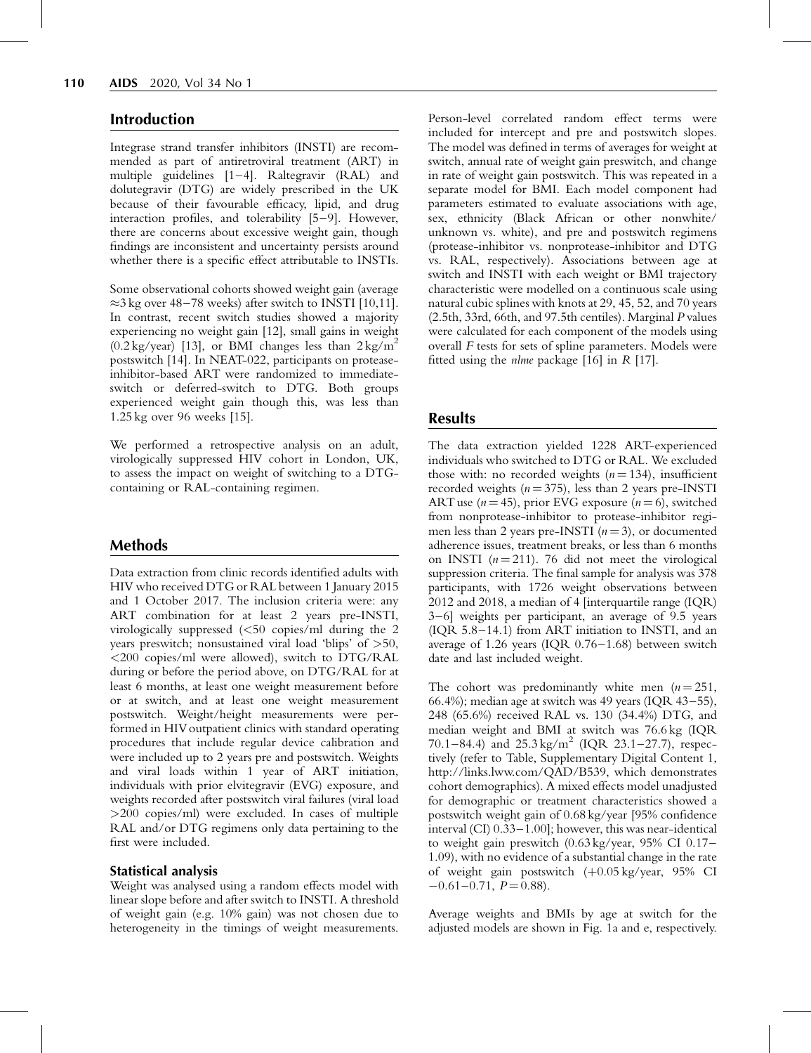## Introduction

Integrase strand transfer inhibitors (INSTI) are recommended as part of antiretroviral treatment (ART) in multiple guidelines [1–4]. Raltegravir (RAL) and dolutegravir (DTG) are widely prescribed in the UK because of their favourable efficacy, lipid, and drug interaction profiles, and tolerability [5–9]. However, there are concerns about excessive weight gain, though findings are inconsistent and uncertainty persists around whether there is a specific effect attributable to INSTIs.

Some observational cohorts showed weight gain (average ≈3 kg over 48–78 weeks) after switch to INSTI [10,11]. In contrast, recent switch studies showed a majority experiencing no weight gain [12], small gains in weight (0.2 kg/year) [13], or BMI changes less than 2 kg/m$^2$ postswitch [14]. In NEAT-022, participants on protease-inhibitor-based ART were randomized to immediate-switch or deferred-switch to DTG. Both groups experienced weight gain though this, was less than 1.25 kg over 96 weeks [15].

We performed a retrospective analysis on an adult, virologically suppressed HIV cohort in London, UK, to assess the impact on weight of switching to a DTG-containing or RAL-containing regimen.

## Methods

Data extraction from clinic records identified adults with HIV who received DTG or RAL between 1 January 2015 and 1 October 2017. The inclusion criteria were: any ART combination for at least 2 years pre-INSTI, virologically suppressed (<50 copies/ml during the 2 years preswitch; nonsustained viral load 'blips' of >50, <200 copies/ml were allowed), switch to DTG/RAL during or before the period above, on DTG/RAL for at least 6 months, at least one weight measurement before or at switch, and at least one weight measurement postswitch. Weight/height measurements were performed in HIV outpatient clinics with standard operating procedures that include regular device calibration and were included up to 2 years pre and postswitch. Weights and viral loads within 1 year of ART initiation, individuals with prior elvitegravir (EVG) exposure, and weights recorded after postswitch viral failures (viral load >200 copies/ml) were excluded. In cases of multiple RAL and/or DTG regimens only data pertaining to the first were included.

### Statistical analysis

Weight was analysed using a random effects model with linear slope before and after switch to INSTI. A threshold of weight gain (e.g. 10% gain) was not chosen due to heterogeneity in the timings of weight measurements. Person-level correlated random effect terms were included for intercept and pre and postswitch slopes. The model was defined in terms of averages for weight at switch, annual rate of weight gain preswitch, and change in rate of weight gain postswitch. This was repeated in a separate model for BMI. Each model component had parameters estimated to evaluate associations with age, sex, ethnicity (Black African or other nonwhite/unknown vs. white), and pre and postswitch regimens (protease-inhibitor vs. nonprotease-inhibitor and DTG vs. RAL, respectively). Associations between age at switch and INSTI with each weight or BMI trajectory characteristic were modelled on a continuous scale using natural cubic splines with knots at 29, 45, 52, and 70 years (2.5th, 33rd, 66th, and 97.5th centiles). Marginal $P$ values were calculated for each component of the models using overall $F$ tests for sets of spline parameters. Models were fitted using the *nlme* package [16] in *R* [17].

## Results

The data extraction yielded 1228 ART-experienced individuals who switched to DTG or RAL. We excluded those with: no recorded weights ($n = 134$), insufficient recorded weights ($n = 375$), less than 2 years pre-INSTI ART use ($n = 45$), prior EVG exposure ($n = 6$), switched from nonprotease-inhibitor to protease-inhibitor regimen less than 2 years pre-INSTI ($n = 3$), or documented adherence issues, treatment breaks, or less than 6 months on INSTI ($n = 211$). 76 did not meet the virological suppression criteria. The final sample for analysis was 378 participants, with 1726 weight observations between 2012 and 2018, a median of 4 [interquartile range (IQR) 3–6] weights per participant, an average of 9.5 years (IQR 5.8–14.1) from ART initiation to INSTI, and an average of 1.26 years (IQR 0.76–1.68) between switch date and last included weight.

The cohort was predominantly white men ($n = 251$, 66.4%); median age at switch was 49 years (IQR 43–55), 248 (65.6%) received RAL vs. 130 (34.4%) DTG, and median weight and BMI at switch was 76.6 kg (IQR 70.1–84.4) and 25.3 kg/m$^2$ (IQR 23.1–27.7), respectively (refer to Table, Supplementary Digital Content 1, http://links.lww.com/QAD/B539, which demonstrates cohort demographics). A mixed effects model unadjusted for demographic or treatment characteristics showed a postswitch weight gain of 0.68 kg/year [95% confidence interval (CI) 0.33–1.00]; however, this was near-identical to weight gain preswitch (0.63 kg/year, 95% CI 0.17–1.09), with no evidence of a substantial change in the rate of weight gain postswitch (+0.05 kg/year, 95% CI −0.61–0.71, $P = 0.88$).

Average weights and BMIs by age at switch for the adjusted models are shown in Fig. 1a and e, respectively.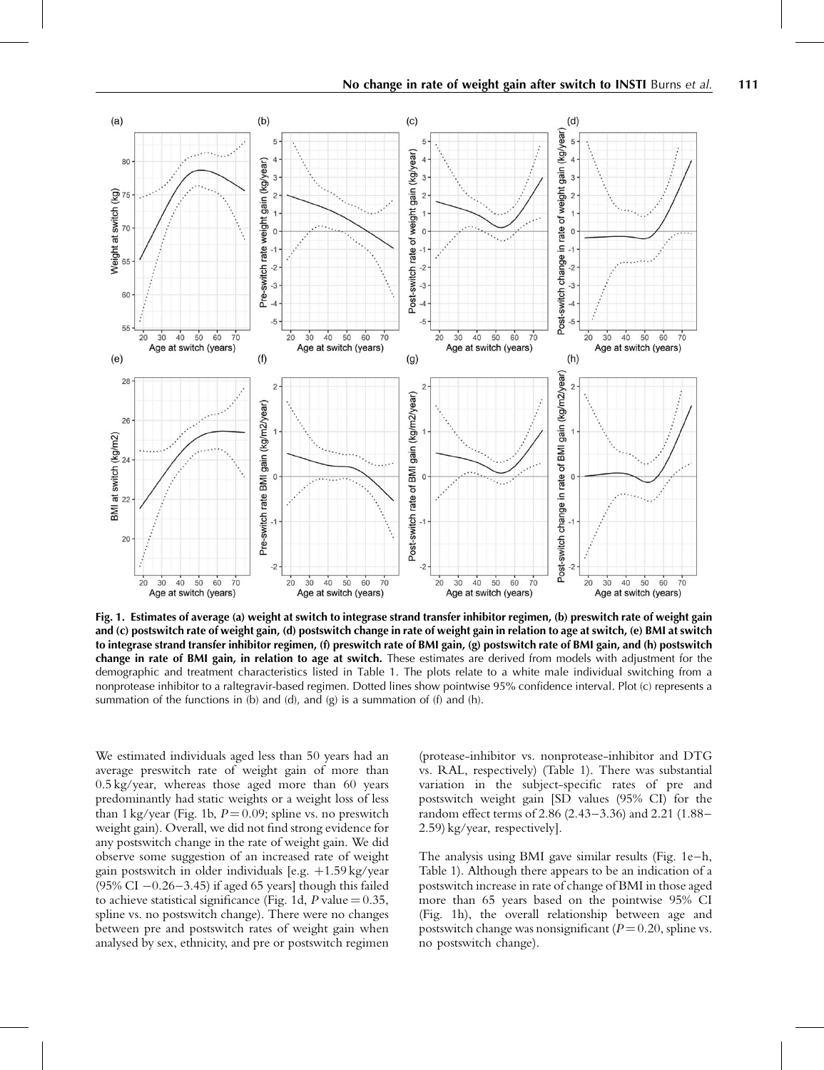Fig. 1. **Estimates of average (a) weight at switch to integrase strand transfer inhibitor regimen, (b) preswitch rate of weight gain and (c) postswitch rate of weight gain, (d) postswitch change in rate of weight gain in relation to age at switch, (e) BMI at switch to integrase strand transfer inhibitor regimen, (f) preswitch rate of BMI gain, (g) postswitch rate of BMI gain, and (h) postswitch change in rate of BMI gain, in relation to age at switch.** These estimates are derived from models with adjustment for the demographic and treatment characteristics listed in Table 1. The plots relate to a white male individual switching from a nonprotease inhibitor to a raltegravir-based regimen. Dotted lines show pointwise 95% confidence interval. Plot (c) represents a summation of the functions in (b) and (d), and (g) is a summation of (f) and (h).

We estimated individuals aged less than 50 years had an average preswitch rate of weight gain of more than 0.5 kg/year, whereas those aged more than 60 years predominantly had static weights or a weight loss of less than 1 kg/year (Fig. 1b, $P = 0.09$; spline vs. no preswitch weight gain). Overall, we did not find strong evidence for any postswitch change in the rate of weight gain. We did observe some suggestion of an increased rate of weight gain postswitch in older individuals [e.g. +1.59 kg/year (95% CI −0.26–3.45) if aged 65 years] though this failed to achieve statistical significance (Fig. 1d, $P$ value = 0.35, spline vs. no postswitch change). There were no changes between pre and postswitch rates of weight gain when analysed by sex, ethnicity, and pre or postswitch regimen (protease-inhibitor vs. nonprotease-inhibitor and DTG vs. RAL, respectively) (Table 1). There was substantial variation in the subject-specific rates of pre and postswitch weight gain [SD values (95% CI) for the random effect terms of 2.86 (2.43–3.36) and 2.21 (1.88–2.59) kg/year, respectively].

The analysis using BMI gave similar results (Fig. 1e–h, Table 1). Although there appears to be an indication of a postswitch increase in rate of change of BMI in those aged more than 65 years based on the pointwise 95% CI (Fig. 1h), the overall relationship between age and postswitch change was nonsignificant ($P = 0.20$, spline vs. no postswitch change).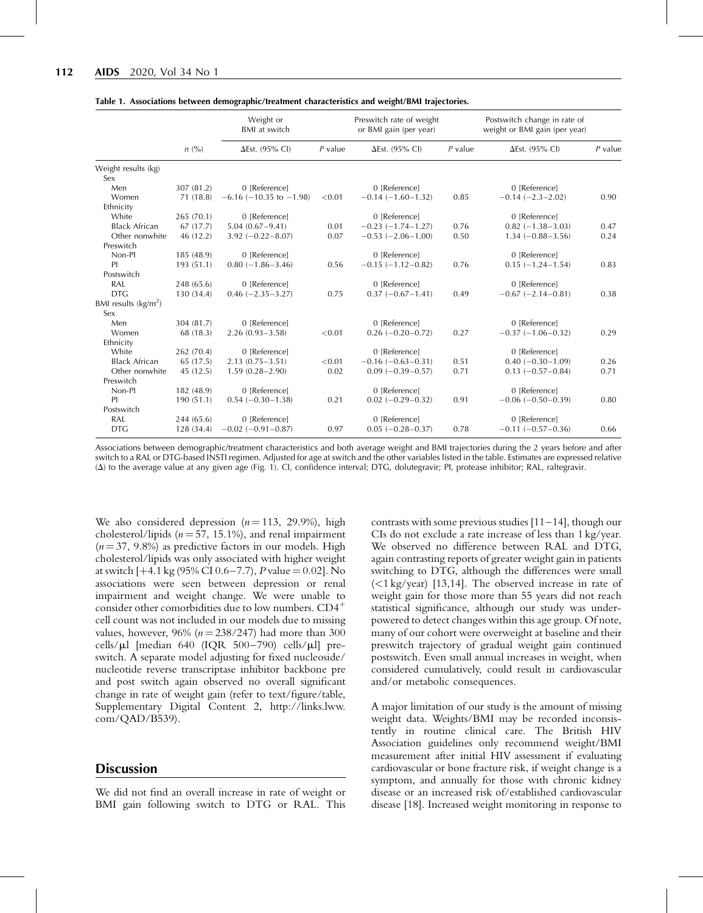**Table 1. Associations between demographic/treatment characteristics and weight/BMI trajectories.**

| | | Weight or BMI at switch | | Preswitch rate of weight or BMI gain (per year) | | Postswitch change in rate of weight or BMI gain (per year) | |
|---|---|---|---|---|---|---|---|
| | n (%) | ΔEst. (95% CI) | P value | ΔEst. (95% CI) | P value | ΔEst. (95% CI) | P value |
| Weight results (kg) | | | | | | | |
| Sex | | | | | | | |
| Men | 307 (81.2) | 0 [Reference] | | 0 [Reference] | | 0 [Reference] | |
| Women | 71 (18.8) | −6.16 (−10.35 to −1.98) | <0.01 | −0.14 (−1.60–1.32) | 0.85 | −0.14 (−2.3–2.02) | 0.90 |
| Ethnicity | | | | | | | |
| White | 265 (70.1) | 0 [Reference] | | 0 [Reference] | | 0 [Reference] | |
| Black African | 67 (17.7) | 5.04 (0.67–9.41) | 0.01 | −0.23 (−1.74–1.27) | 0.76 | 0.82 (−1.38–3.03) | 0.47 |
| Other nonwhite | 46 (12.2) | 3.92 (−0.22–8.07) | 0.07 | −0.53 (−2.06–1.00) | 0.50 | 1.34 (−0.88–3.56) | 0.24 |
| Preswitch | | | | | | | |
| Non-PI | 185 (48.9) | 0 [Reference] | | 0 [Reference] | | 0 [Reference] | |
| PI | 193 (51.1) | 0.80 (−1.86–3.46) | 0.56 | −0.15 (−1.12–0.82) | 0.76 | 0.15 (−1.24–1.54) | 0.83 |
| Postswitch | | | | | | | |
| RAL | 248 (65.6) | 0 [Reference] | | 0 [Reference] | | 0 [Reference] | |
| DTG | 130 (34.4) | 0.46 (−2.35–3.27) | 0.75 | 0.37 (−0.67–1.41) | 0.49 | −0.67 (−2.14–0.81) | 0.38 |
| BMI results (kg/m$^2$) | | | | | | | |
| Sex | | | | | | | |
| Men | 304 (81.7) | 0 [Reference] | | 0 [Reference] | | 0 [Reference] | |
| Women | 68 (18.3) | 2.26 (0.93–3.58) | <0.01 | 0.26 (−0.20–0.72) | 0.27 | −0.37 (−1.06–0.32) | 0.29 |
| Ethnicity | | | | | | | |
| White | 262 (70.4) | 0 [Reference] | | 0 [Reference] | | 0 [Reference] | |
| Black African | 65 (17.5) | 2.13 (0.75–3.51) | <0.01 | −0.16 (−0.63–0.31) | 0.51 | 0.40 (−0.30–1.09) | 0.26 |
| Other nonwhite | 45 (12.5) | 1.59 (0.28–2.90) | 0.02 | 0.09 (−0.39–0.57) | 0.71 | 0.13 (−0.57–0.84) | 0.71 |
| Preswitch | | | | | | | |
| Non-PI | 182 (48.9) | 0 [Reference] | | 0 [Reference] | | 0 [Reference] | |
| PI | 190 (51.1) | 0.54 (−0.30–1.38) | 0.21 | 0.02 (−0.29–0.32) | 0.91 | −0.06 (−0.50–0.39) | 0.80 |
| Postswitch | | | | | | | |
| RAL | 244 (65.6) | 0 [Reference] | | 0 [Reference] | | 0 [Reference] | |
| DTG | 128 (34.4) | −0.02 (−0.91–0.87) | 0.97 | 0.05 (−0.28–0.37) | 0.78 | −0.11 (−0.57–0.36) | 0.66 |

Associations between demographic/treatment characteristics and both average weight and BMI trajectories during the 2 years before and after switch to a RAL or DTG-based INSTI regimen. Adjusted for age at switch and the other variables listed in the table. Estimates are expressed relative (Δ) to the average value at any given age (Fig. 1). CI, confidence interval; DTG, dolutegravir; PI, protease inhibitor; RAL, raltegravir.

We also considered depression ($n = 113$, 29.9%), high cholesterol/lipids ($n = 57$, 15.1%), and renal impairment ($n = 37$, 9.8%) as predictive factors in our models. High cholesterol/lipids was only associated with higher weight at switch [+4.1 kg (95% CI 0.6–7.7), P value = 0.02]. No associations were seen between depression or renal impairment and weight change. We were unable to consider other comorbidities due to low numbers. CD4$^+$ cell count was not included in our models due to missing values, however, 96% ($n = 238/247$) had more than 300 cells/μl [median 640 (IQR 500–790) cells/μl] preswitch. A separate model adjusting for fixed nucleoside/nucleotide reverse transcriptase inhibitor backbone pre and post switch again observed no overall significant change in rate of weight gain (refer to text/figure/table, Supplementary Digital Content 2, http://links.lww.com/QAD/B539).

## Discussion

We did not find an overall increase in rate of weight or BMI gain following switch to DTG or RAL. This contrasts with some previous studies [11–14], though our CIs do not exclude a rate increase of less than 1 kg/year. We observed no difference between RAL and DTG, again contrasting reports of greater weight gain in patients switching to DTG, although the differences were small (<1 kg/year) [13,14]. The observed increase in rate of weight gain for those more than 55 years did not reach statistical significance, although our study was underpowered to detect changes within this age group. Of note, many of our cohort were overweight at baseline and their preswitch trajectory of gradual weight gain continued postswitch. Even small annual increases in weight, when considered cumulatively, could result in cardiovascular and/or metabolic consequences.

A major limitation of our study is the amount of missing weight data. Weights/BMI may be recorded inconsistently in routine clinical care. The British HIV Association guidelines only recommend weight/BMI measurement after initial HIV assessment if evaluating cardiovascular or bone fracture risk, if weight change is a symptom, and annually for those with chronic kidney disease or an increased risk of/established cardiovascular disease [18]. Increased weight monitoring in response to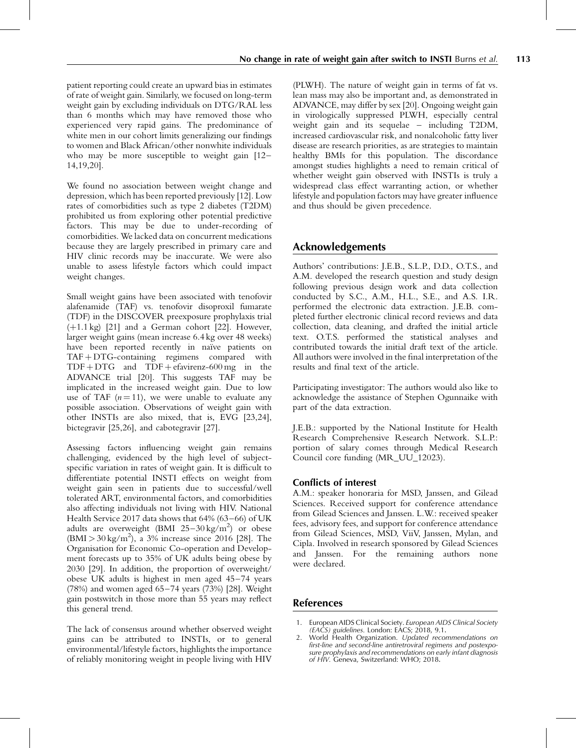patient reporting could create an upward bias in estimates of rate of weight gain. Similarly, we focused on long-term weight gain by excluding individuals on DTG/RAL less than 6 months which may have removed those who experienced very rapid gains. The predominance of white men in our cohort limits generalizing our findings to women and Black African/other nonwhite individuals who may be more susceptible to weight gain [12–14,19,20].

We found no association between weight change and depression, which has been reported previously [12]. Low rates of comorbidities such as type 2 diabetes (T2DM) prohibited us from exploring other potential predictive factors. This may be due to under-recording of comorbidities. We lacked data on concurrent medications because they are largely prescribed in primary care and HIV clinic records may be inaccurate. We were also unable to assess lifestyle factors which could impact weight changes.

Small weight gains have been associated with tenofovir alafenamide (TAF) vs. tenofovir disoproxil fumarate (TDF) in the DISCOVER preexposure prophylaxis trial (+1.1 kg) [21] and a German cohort [22]. However, larger weight gains (mean increase 6.4 kg over 48 weeks) have been reported recently in naïve patients on TAF + DTG-containing regimens compared with TDF + DTG and TDF + efavirenz-600 mg in the ADVANCE trial [20]. This suggests TAF may be implicated in the increased weight gain. Due to low use of TAF ($n = 11$), we were unable to evaluate any possible association. Observations of weight gain with other INSTIs are also mixed, that is, EVG [23,24], bictegravir [25,26], and cabotegravir [27].

Assessing factors influencing weight gain remains challenging, evidenced by the high level of subject-specific variation in rates of weight gain. It is difficult to differentiate potential INSTI effects on weight from weight gain seen in patients due to successful/well tolerated ART, environmental factors, and comorbidities also affecting individuals not living with HIV. National Health Service 2017 data shows that 64% (63–66) of UK adults are overweight (BMI 25–30 kg/m$^2$) or obese (BMI > 30 kg/m$^2$), a 3% increase since 2016 [28]. The Organisation for Economic Co-operation and Development forecasts up to 35% of UK adults being obese by 2030 [29]. In addition, the proportion of overweight/obese UK adults is highest in men aged 45–74 years (78%) and women aged 65–74 years (73%) [28]. Weight gain postswitch in those more than 55 years may reflect this general trend.

The lack of consensus around whether observed weight gains can be attributed to INSTIs, or to general environmental/lifestyle factors, highlights the importance of reliably monitoring weight in people living with HIV (PLWH). The nature of weight gain in terms of fat vs. lean mass may also be important and, as demonstrated in ADVANCE, may differ by sex [20]. Ongoing weight gain in virologically suppressed PLWH, especially central weight gain and its sequelae – including T2DM, increased cardiovascular risk, and nonalcoholic fatty liver disease are research priorities, as are strategies to maintain healthy BMIs for this population. The discordance amongst studies highlights a need to remain critical of whether weight gain observed with INSTIs is truly a widespread class effect warranting action, or whether lifestyle and population factors may have greater influence and thus should be given precedence.

## Acknowledgements

Authors' contributions: J.E.B., S.L.P., D.D., O.T.S., and A.M. developed the research question and study design following previous design work and data collection conducted by S.C., A.M., H.L., S.E., and A.S. I.R. performed the electronic data extraction. J.E.B. completed further electronic clinical record reviews and data collection, data cleaning, and drafted the initial article text. O.T.S. performed the statistical analyses and contributed towards the initial draft text of the article. All authors were involved in the final interpretation of the results and final text of the article.

Participating investigator: The authors would also like to acknowledge the assistance of Stephen Ogunnaike with part of the data extraction.

J.E.B.: supported by the National Institute for Health Research Comprehensive Research Network. S.L.P.: portion of salary comes through Medical Research Council core funding (MR_UU_12023).

### Conflicts of interest

A.M.: speaker honoraria for MSD, Janssen, and Gilead Sciences. Received support for conference attendance from Gilead Sciences and Janssen. L.W.: received speaker fees, advisory fees, and support for conference attendance from Gilead Sciences, MSD, ViiV, Janssen, Mylan, and Cipla. Involved in research sponsored by Gilead Sciences and Janssen. For the remaining authors none were declared.

## References

1. European AIDS Clinical Society. *European AIDS Clinical Society (EACS) guidelines*. London: EACS; 2018, 9.1.
2. World Health Organization. *Updated recommendations on first-line and second-line antiretroviral regimens and postexposure prophylaxis and recommendations on early infant diagnosis of HIV*. Geneva, Switzerland: WHO; 2018.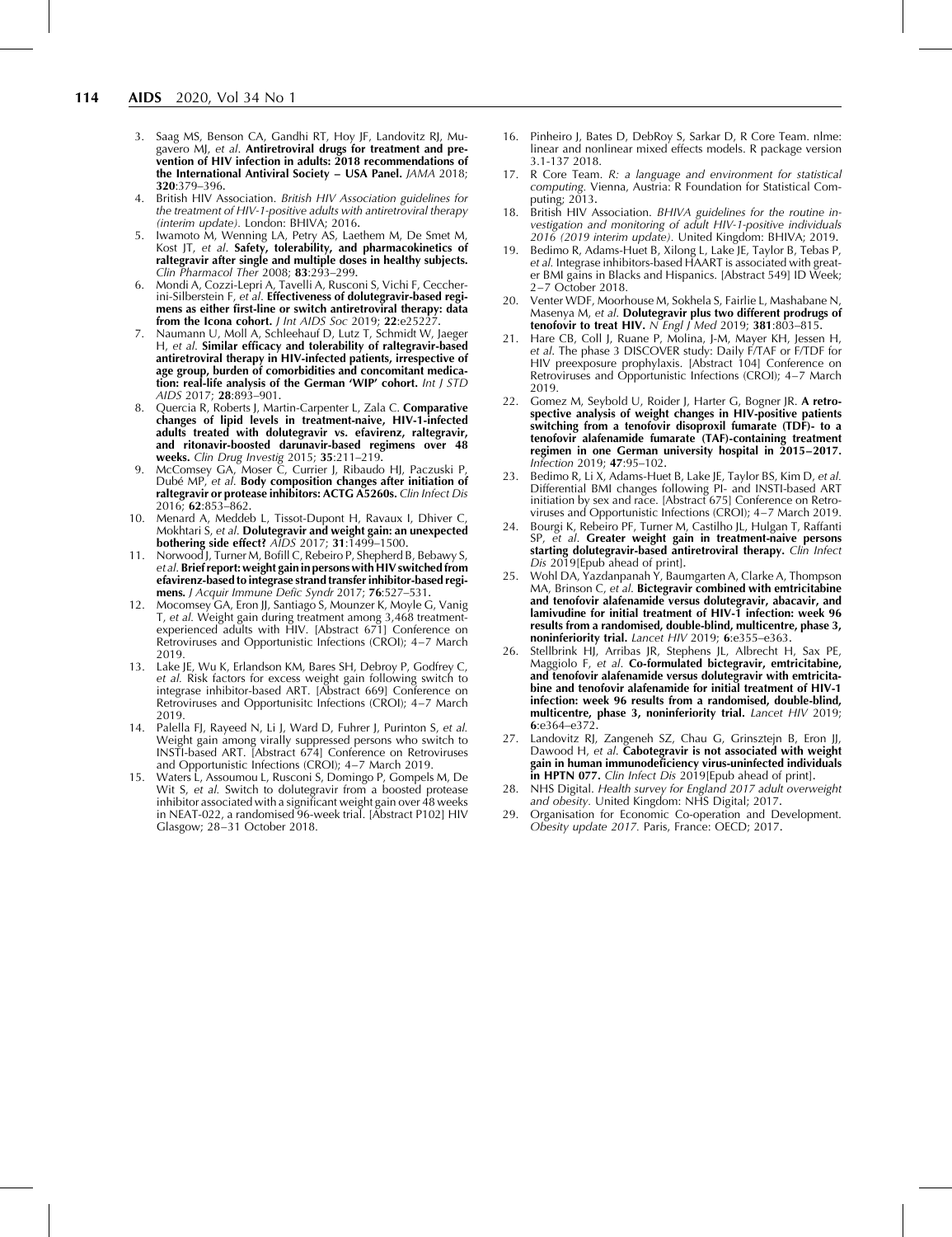3. Saag MS, Benson CA, Gandhi RT, Hoy JF, Landovitz RJ, Mugavero MJ, *et al.* **Antiretroviral drugs for treatment and prevention of HIV infection in adults: 2018 recommendations of the International Antiviral Society – USA Panel.** *JAMA* 2018; **320**:379–396.
4. British HIV Association. *British HIV Association guidelines for the treatment of HIV-1-positive adults with antiretroviral therapy (interim update).* London: BHIVA; 2016.
5. Iwamoto M, Wenning LA, Petry AS, Laethem M, De Smet M, Kost JT, *et al.* **Safety, tolerability, and pharmacokinetics of raltegravir after single and multiple doses in healthy subjects.** *Clin Pharmacol Ther* 2008; **83**:293–299.
6. Mondi A, Cozzi-Lepri A, Tavelli A, Rusconi S, Vichi F, Ceccherini-Silberstein F, *et al.* **Effectiveness of dolutegravir-based regimens as either first-line or switch antiretroviral therapy: data from the Icona cohort.** *J Int AIDS Soc* 2019; **22**:e25227.
7. Naumann U, Moll A, Schleehauf D, Lutz T, Schmidt W, Jaeger H, *et al.* **Similar efficacy and tolerability of raltegravir-based antiretroviral therapy in HIV-infected patients, irrespective of age group, burden of comorbidities and concomitant medication: real-life analysis of the German 'WIP' cohort.** *Int J STD AIDS* 2017; **28**:893–901.
8. Quercia R, Roberts J, Martin-Carpenter L, Zala C. **Comparative changes of lipid levels in treatment-naive, HIV-1-infected adults treated with dolutegravir vs. efavirenz, raltegravir, and ritonavir-boosted darunavir-based regimens over 48 weeks.** *Clin Drug Investig* 2015; **35**:211–219.
9. McComsey GA, Moser C, Currier J, Ribaudo HJ, Paczuski P, Dubé MP, *et al.* **Body composition changes after initiation of raltegravir or protease inhibitors: ACTG A5260s.** *Clin Infect Dis* 2016; **62**:853–862.
10. Menard A, Meddeb L, Tissot-Dupont H, Ravaux I, Dhiver C, Mokhtari S, *et al.* **Dolutegravir and weight gain: an unexpected bothering side effect?** *AIDS* 2017; **31**:1499–1500.
11. Norwood J, Turner M, Bofill C, Rebeiro P, Shepherd B, Bebawy S, *et al.* **Brief report: weight gain in persons with HIV switched from efavirenz-based to integrase strand transfer inhibitor-based regimens.** *J Acquir Immune Defic Syndr* 2017; **76**:527–531.
12. Mocomsey GA, Eron JJ, Santiago S, Mounzer K, Moyle G, Vanig T, *et al.* Weight gain during treatment among 3,468 treatment-experienced adults with HIV. [Abstract 671] Conference on Retroviruses and Opportunistic Infections (CROI); 4–7 March 2019.
13. Lake JE, Wu K, Erlandson KM, Bares SH, Debroy P, Godfrey C, *et al.* Risk factors for excess weight gain following switch to integrase inhibitor-based ART. [Abstract 669] Conference on Retroviruses and Opportunisitc Infections (CROI); 4–7 March 2019.
14. Palella FJ, Rayeed N, Li J, Ward D, Fuhrer J, Purinton S, *et al.* Weight gain among virally suppressed persons who switch to INSTI-based ART. [Abstract 674] Conference on Retroviruses and Opportunistic Infections (CROI); 4–7 March 2019.
15. Waters L, Assoumou L, Rusconi S, Domingo P, Gompels M, De Wit S, *et al.* Switch to dolutegravir from a boosted protease inhibitor associated with a significant weight gain over 48 weeks in NEAT-022, a randomised 96-week trial. [Abstract P102] HIV Glasgow; 28–31 October 2018.
16. Pinheiro J, Bates D, DebRoy S, Sarkar D, R Core Team. nlme: linear and nonlinear mixed effects models. R package version 3.1-137 2018.
17. R Core Team. *R: a language and environment for statistical computing.* Vienna, Austria: R Foundation for Statistical Computing; 2013.
18. British HIV Association. *BHIVA guidelines for the routine investigation and monitoring of adult HIV-1-positive individuals 2016 (2019 interim update).* United Kingdom: BHIVA; 2019.
19. Bedimo R, Adams-Huet B, Xilong L, Lake JE, Taylor B, Tebas P, *et al.* Integrase inhibitors-based HAART is associated with greater BMI gains in Blacks and Hispanics. [Abstract 549] ID Week; 2–7 October 2018.
20. Venter WDF, Moorhouse M, Sokhela S, Fairlie L, Mashabane N, Masenya M, *et al.* **Dolutegravir plus two different prodrugs of tenofovir to treat HIV.** *N Engl J Med* 2019; **381**:803–815.
21. Hare CB, Coll J, Ruane P, Molina, J-M, Mayer KH, Jessen H, *et al.* The phase 3 DISCOVER study: Daily F/TAF or F/TDF for HIV preexposure prophylaxis. [Abstract 104] Conference on Retroviruses and Opportunistic Infections (CROI); 4–7 March 2019.
22. Gomez M, Seybold U, Roider J, Harter G, Bogner JR. **A retrospective analysis of weight changes in HIV-positive patients switching from a tenofovir disoproxil fumarate (TDF)- to a tenofovir alafenamide fumarate (TAF)-containing treatment regimen in one German university hospital in 2015–2017.** *Infection* 2019; **47**:95–102.
23. Bedimo R, Li X, Adams-Huet B, Lake JE, Taylor BS, Kim D, *et al.* Differential BMI changes following PI- and INSTI-based ART initiation by sex and race. [Abstract 675] Conference on Retroviruses and Opportunistic Infections (CROI); 4–7 March 2019.
24. Bourgi K, Rebeiro PF, Turner M, Castilho JL, Hulgan T, Raffanti SP, *et al.* **Greater weight gain in treatment-naive persons starting dolutegravir-based antiretroviral therapy.** *Clin Infect Dis* 2019[Epub ahead of print].
25. Wohl DA, Yazdanpanah Y, Baumgarten A, Clarke A, Thompson MA, Brinson C, *et al.* **Bictegravir combined with emtricitabine and tenofovir alafenamide versus dolutegravir, abacavir, and lamivudine for initial treatment of HIV-1 infection: week 96 results from a randomised, double-blind, multicentre, phase 3, noninferiority trial.** *Lancet HIV* 2019; **6**:e355–e363.
26. Stellbrink HJ, Arribas JR, Stephens JL, Albrecht H, Sax PE, Maggiolo F, *et al.* **Co-formulated bictegravir, emtricitabine, and tenofovir alafenamide versus dolutegravir with emtricitabine and tenofovir alafenamide for initial treatment of HIV-1 infection: week 96 results from a randomised, double-blind, multicentre, phase 3, noninferiority trial.** *Lancet HIV* 2019; **6**:e364–e372.
27. Landovitz RJ, Zangeneh SZ, Chau G, Grinsztejn B, Eron JJ, Dawood H, *et al.* **Cabotegravir is not associated with weight gain in human immunodeficiency virus-uninfected individuals in HPTN 077.** *Clin Infect Dis* 2019[Epub ahead of print].
28. NHS Digital. *Health survey for England 2017 adult overweight and obesity.* United Kingdom: NHS Digital; 2017.
29. Organisation for Economic Co-operation and Development. *Obesity update 2017.* Paris, France: OECD; 2017.